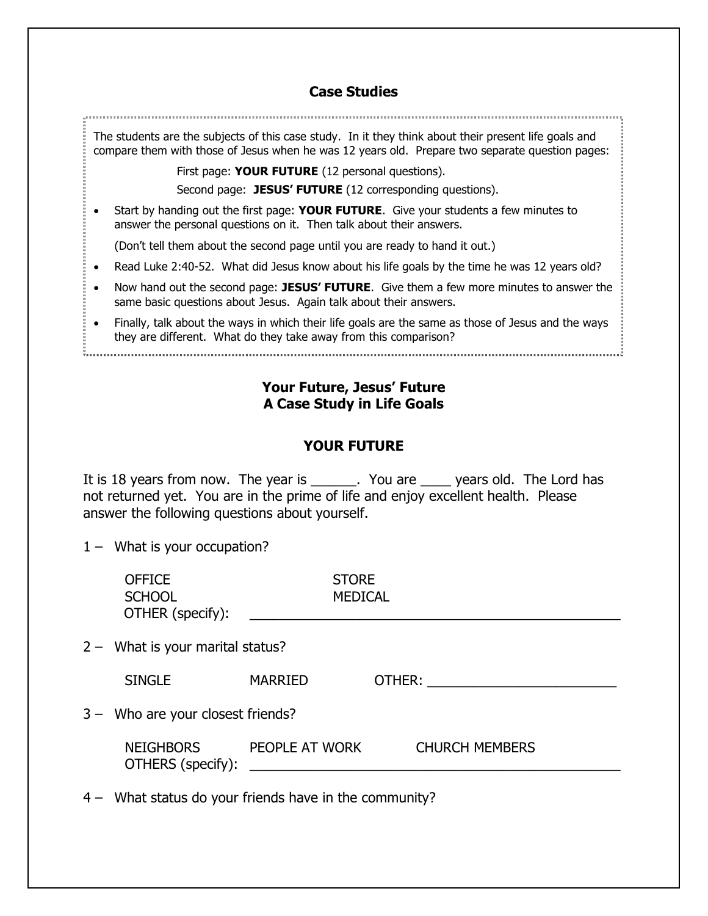## Case Studies

The students are the subjects of this case study. In it they think about their present life goals and compare them with those of Jesus when he was 12 years old. Prepare two separate question pages:

First page: **YOUR FUTURE** (12 personal questions).

Second page: **JESUS' FUTURE** (12 corresponding questions).

- Start by handing out the first page: **YOUR FUTURE**. Give your students a few minutes to answer the personal questions on it. Then talk about their answers.

  (Don't tell them about the second page until you are ready to hand it out.)
- Read Luke 2:40-52. What did Jesus know about his life goals by the time he was 12 years old?
- Now hand out the second page: **JESUS' FUTURE**. Give them a few more minutes to answer the same basic questions about Jesus. Again talk about their answers.
- Finally, talk about the ways in which their life goals are the same as those of Jesus and the ways they are different. What do they take away from this comparison?

## Your Future, Jesus' Future
## A Case Study in Life Goals

### YOUR FUTURE

It is 18 years from now. The year is ______. You are ____ years old. The Lord has not returned yet. You are in the prime of life and enjoy excellent health. Please answer the following questions about yourself.

1 – What is your occupation?

OFFICE STORE
SCHOOL MEDICAL
OTHER (specify): ____________________________________________

2 – What is your marital status?

SINGLE MARRIED OTHER: ______________________

3 – Who are your closest friends?

NEIGHBORS PEOPLE AT WORK CHURCH MEMBERS
OTHERS (specify): ____________________________________________

4 – What status do your friends have in the community?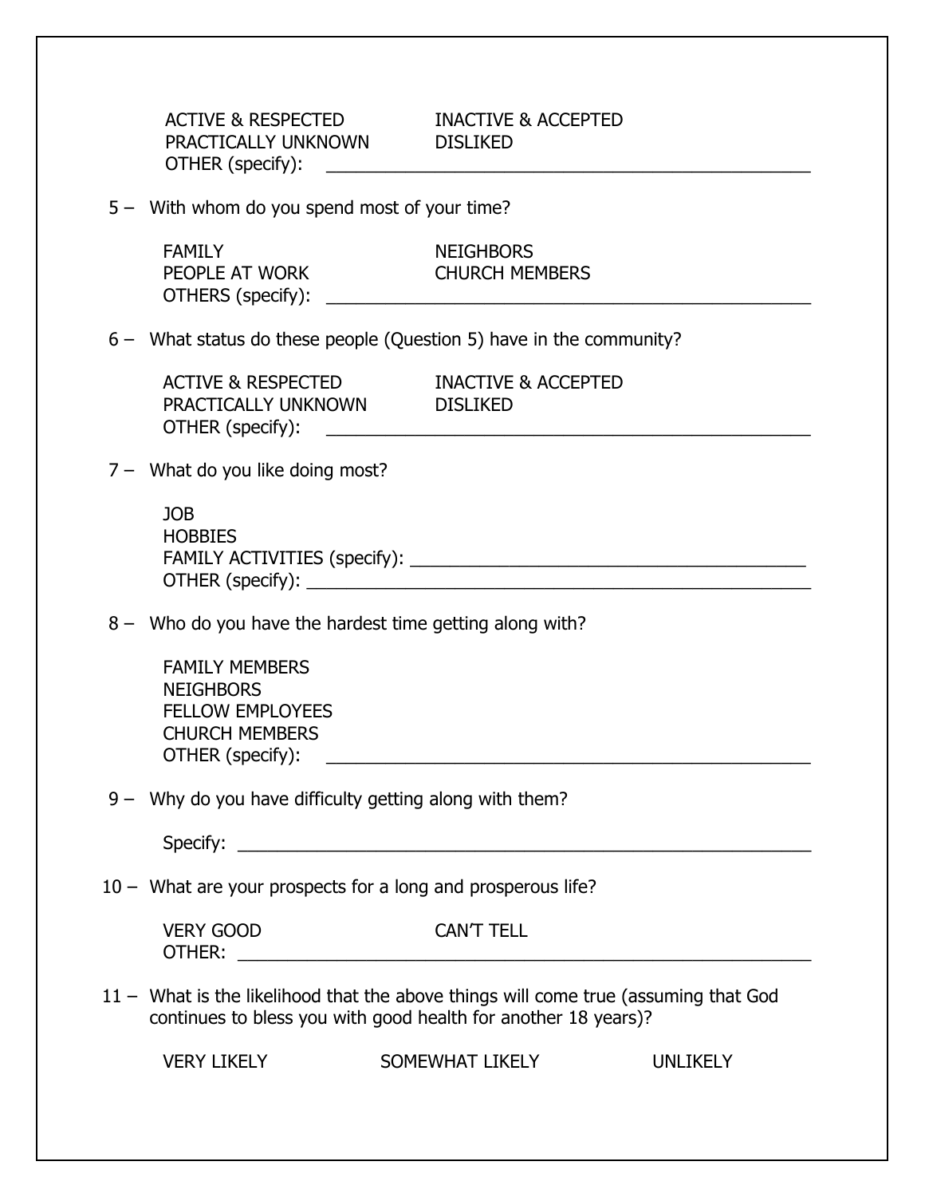ACTIVE & RESPECTED     INACTIVE & ACCEPTED
PRACTICALLY UNKNOWN     DISLIKED
OTHER (specify): ___________________________________________

5 – With whom do you spend most of your time?

FAMILY     NEIGHBORS
PEOPLE AT WORK     CHURCH MEMBERS
OTHERS (specify): ___________________________________________

6 – What status do these people (Question 5) have in the community?

ACTIVE & RESPECTED     INACTIVE & ACCEPTED
PRACTICALLY UNKNOWN     DISLIKED
OTHER (specify): ___________________________________________

7 – What do you like doing most?

JOB
HOBBIES
FAMILY ACTIVITIES (specify): ___________________________________
OTHER (specify): ___________________________________________

8 – Who do you have the hardest time getting along with?

FAMILY MEMBERS
NEIGHBORS
FELLOW EMPLOYEES
CHURCH MEMBERS
OTHER (specify): ___________________________________________

9 – Why do you have difficulty getting along with them?

Specify: ___________________________________________

10 – What are your prospects for a long and prosperous life?

VERY GOOD     CAN'T TELL
OTHER: ___________________________________________

11 – What is the likelihood that the above things will come true (assuming that God continues to bless you with good health for another 18 years)?

VERY LIKELY     SOMEWHAT LIKELY     UNLIKELY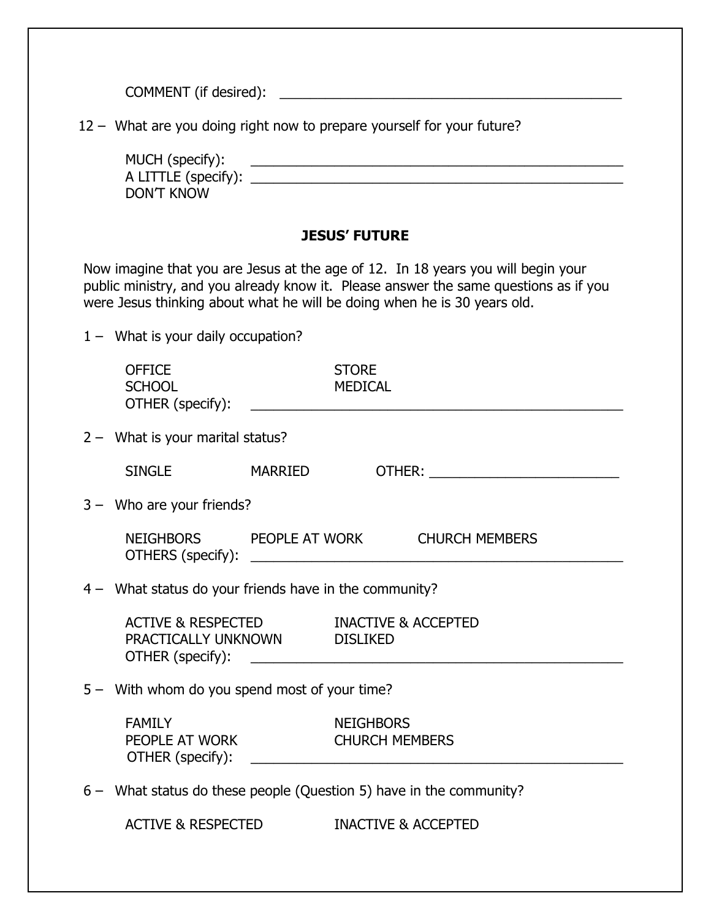COMMENT (if desired): ____________________________________________

12 – What are you doing right now to prepare yourself for your future?

MUCH (specify): ________________________________________________
A LITTLE (specify): ______________________________________________
DON'T KNOW

## JESUS' FUTURE

Now imagine that you are Jesus at the age of 12. In 18 years you will begin your public ministry, and you already know it. Please answer the same questions as if you were Jesus thinking about what he will be doing when he is 30 years old.

1 – What is your daily occupation?

OFFICE　　STORE
SCHOOL　　MEDICAL
OTHER (specify): ________________________________________________

2 – What is your marital status?

SINGLE　　MARRIED　　OTHER: ________________________

3 – Who are your friends?

NEIGHBORS　　PEOPLE AT WORK　　CHURCH MEMBERS
OTHERS (specify): ________________________________________________

4 – What status do your friends have in the community?

ACTIVE & RESPECTED　　INACTIVE & ACCEPTED
PRACTICALLY UNKNOWN　　DISLIKED
OTHER (specify): ________________________________________________

5 – With whom do you spend most of your time?

FAMILY　　NEIGHBORS
PEOPLE AT WORK　　CHURCH MEMBERS
OTHER (specify): ________________________________________________

6 – What status do these people (Question 5) have in the community?

ACTIVE & RESPECTED　　INACTIVE & ACCEPTED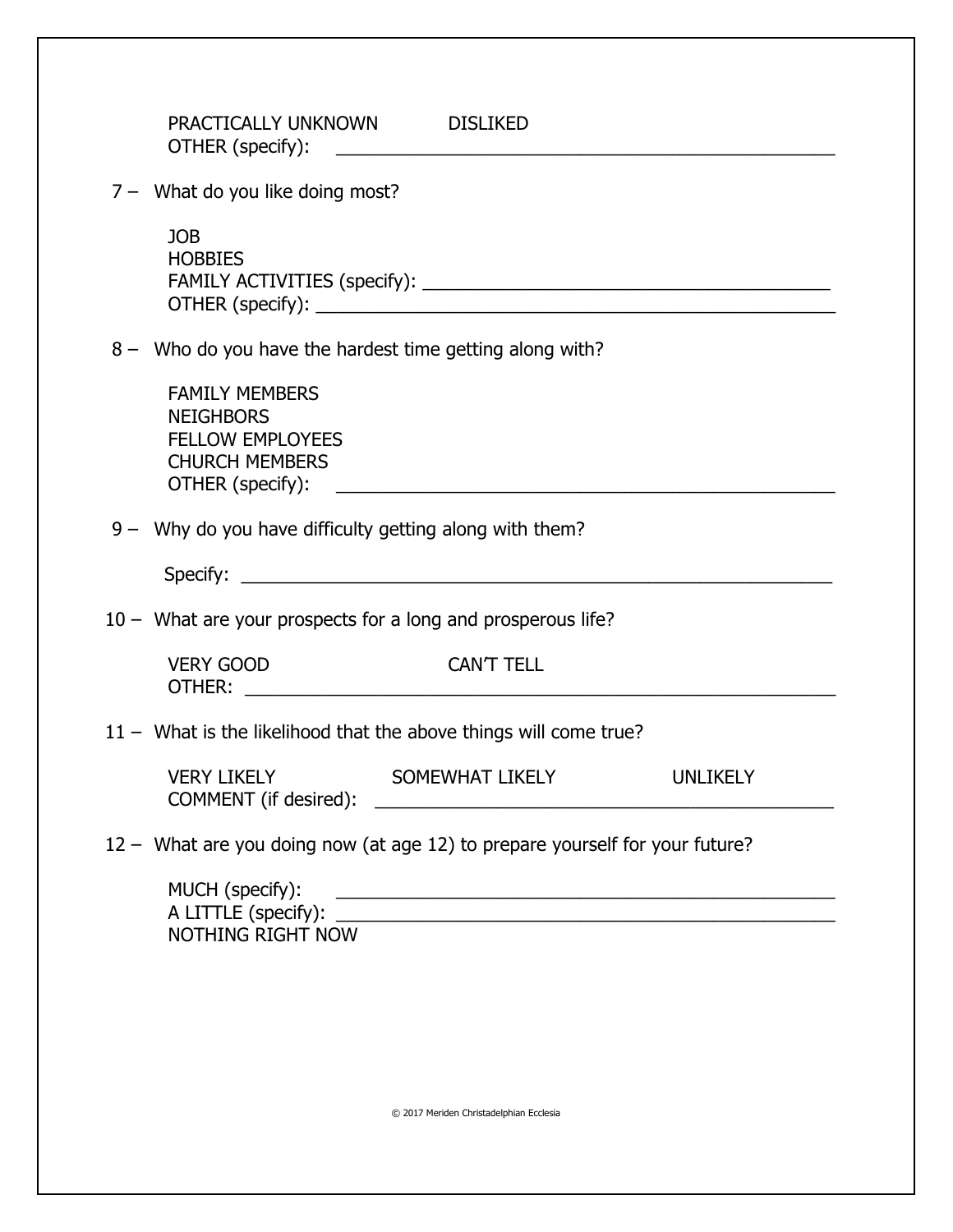PRACTICALLY UNKNOWN DISLIKED
OTHER (specify): ____________________________________________

7 – What do you like doing most?

JOB
HOBBIES
FAMILY ACTIVITIES (specify): ____________________________________
OTHER (specify): ____________________________________________

8 – Who do you have the hardest time getting along with?

FAMILY MEMBERS
NEIGHBORS
FELLOW EMPLOYEES
CHURCH MEMBERS
OTHER (specify): ____________________________________________

9 – Why do you have difficulty getting along with them?

Specify: ____________________________________________________

10 – What are your prospects for a long and prosperous life?

VERY GOOD CAN'T TELL
OTHER: ______________________________________________________

11 – What is the likelihood that the above things will come true?

VERY LIKELY SOMEWHAT LIKELY UNLIKELY
COMMENT (if desired): ________________________________________

12 – What are you doing now (at age 12) to prepare yourself for your future?

MUCH (specify): ______________________________________________
A LITTLE (specify): __________________________________________
NOTHING RIGHT NOW

© 2017 Meriden Christadelphian Ecclesia